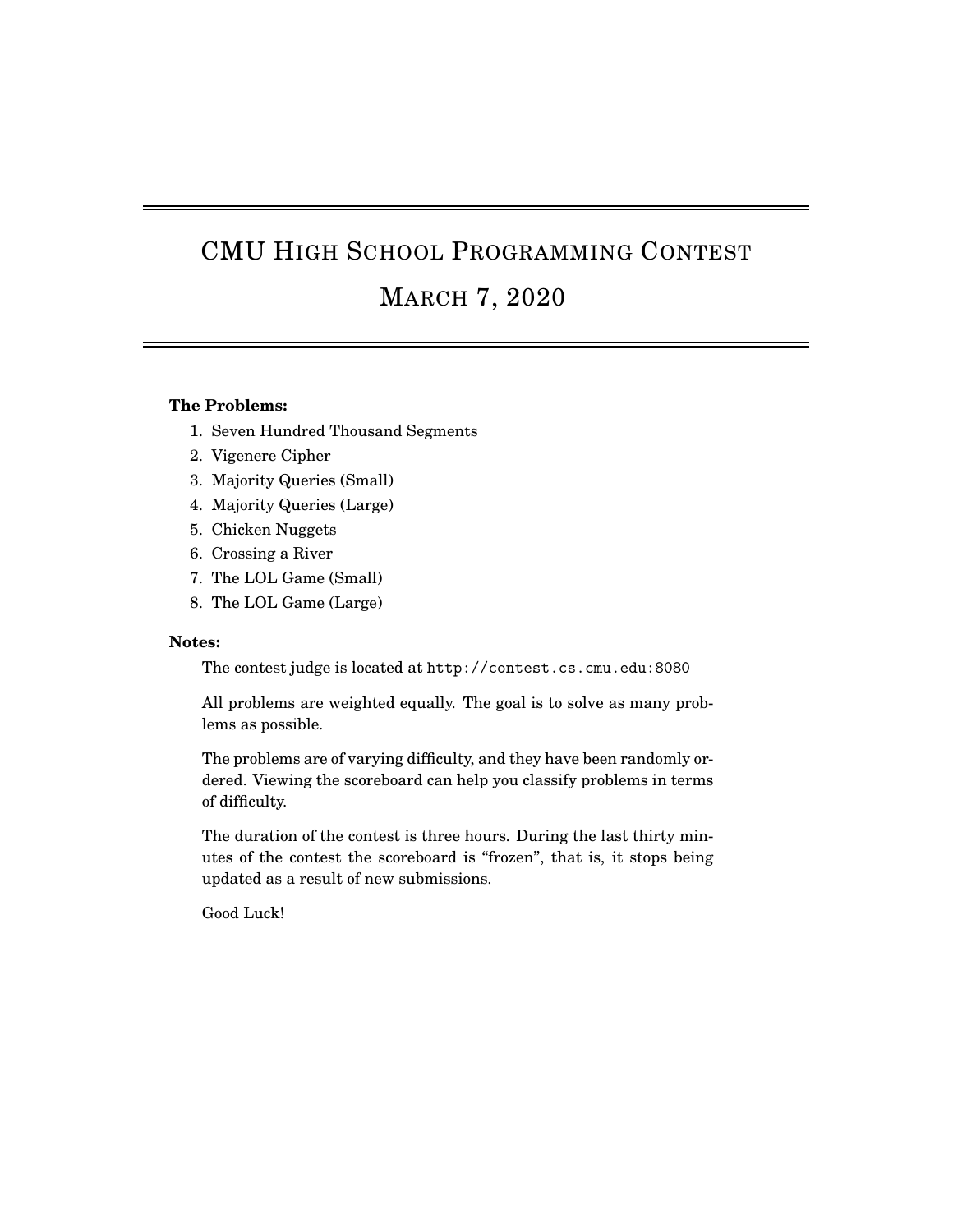# CMU High School Programming Contest

## March 7, 2020

**The Problems:**

1. Seven Hundred Thousand Segments
2. Vigenere Cipher
3. Majority Queries (Small)
4. Majority Queries (Large)
5. Chicken Nuggets
6. Crossing a River
7. The LOL Game (Small)
8. The LOL Game (Large)

**Notes:**

The contest judge is located at `http://contest.cs.cmu.edu:8080`

All problems are weighted equally. The goal is to solve as many problems as possible.

The problems are of varying difficulty, and they have been randomly ordered. Viewing the scoreboard can help you classify problems in terms of difficulty.

The duration of the contest is three hours. During the last thirty minutes of the contest the scoreboard is "frozen", that is, it stops being updated as a result of new submissions.

Good Luck!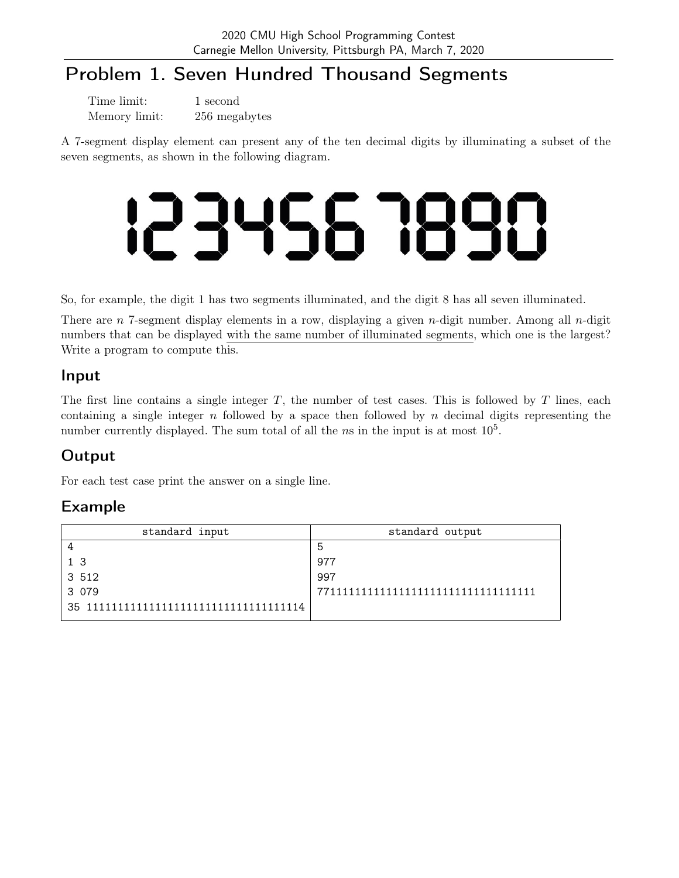# Problem 1. Seven Hundred Thousand Segments

Time limit: 1 second
Memory limit: 256 megabytes

A 7-segment display element can present any of the ten decimal digits by illuminating a subset of the seven segments, as shown in the following diagram.

So, for example, the digit 1 has two segments illuminated, and the digit 8 has all seven illuminated.

There are $n$ 7-segment display elements in a row, displaying a given $n$-digit number. Among all $n$-digit numbers that can be displayed with the same number of illuminated segments, which one is the largest? Write a program to compute this.

## Input

The first line contains a single integer $T$, the number of test cases. This is followed by $T$ lines, each containing a single integer $n$ followed by a space then followed by $n$ decimal digits representing the number currently displayed. The sum total of all the $n$s in the input is at most $10^5$.

## Output

For each test case print the answer on a single line.

## Example

| standard input | standard output |
| --- | --- |
| 4<br>1 3<br>3 512<br>3 079<br>35 11111111111111111111111111111111114 | 5<br>977<br>997<br>77111111111111111111111111111111111 |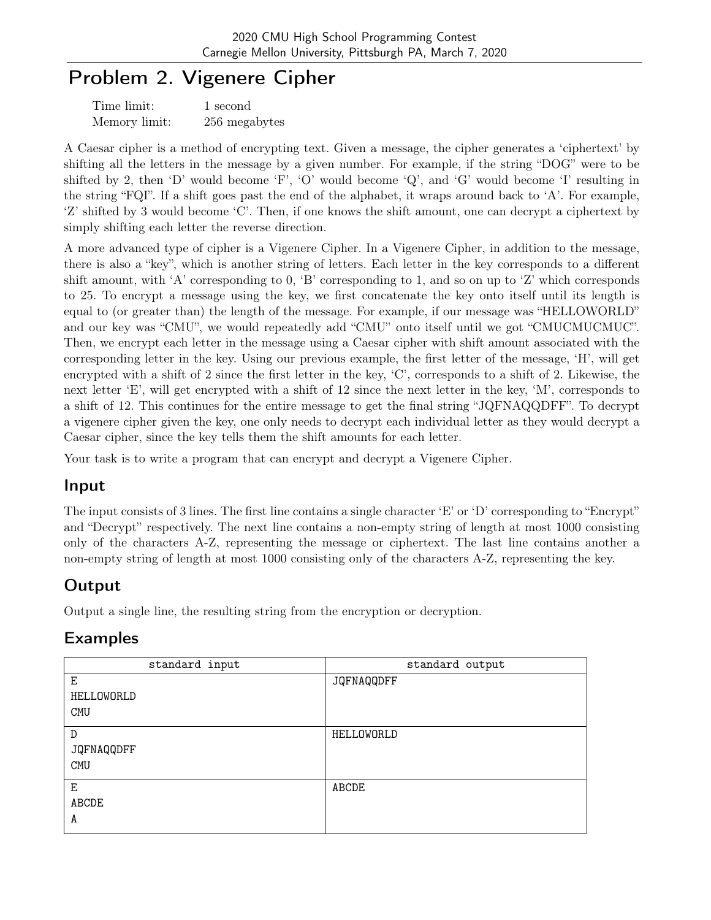# Problem 2. Vigenere Cipher

Time limit: 1 second
Memory limit: 256 megabytes

A Caesar cipher is a method of encrypting text. Given a message, the cipher generates a 'ciphertext' by shifting all the letters in the message by a given number. For example, if the string "DOG" were to be shifted by 2, then 'D' would become 'F', 'O' would become 'Q', and 'G' would become 'I' resulting in the string "FQI". If a shift goes past the end of the alphabet, it wraps around back to 'A'. For example, 'Z' shifted by 3 would become 'C'. Then, if one knows the shift amount, one can decrypt a ciphertext by simply shifting each letter the reverse direction.

A more advanced type of cipher is a Vigenere Cipher. In a Vigenere Cipher, in addition to the message, there is also a "key", which is another string of letters. Each letter in the key corresponds to a different shift amount, with 'A' corresponding to 0, 'B' corresponding to 1, and so on up to 'Z' which corresponds to 25. To encrypt a message using the key, we first concatenate the key onto itself until its length is equal to (or greater than) the length of the message. For example, if our message was "HELLOWORLD" and our key was "CMU", we would repeatedly add "CMU" onto itself until we got "CMUCMUCMUC". Then, we encrypt each letter in the message using a Caesar cipher with shift amount associated with the corresponding letter in the key. Using our previous example, the first letter of the message, 'H', will get encrypted with a shift of 2 since the first letter in the key, 'C', corresponds to a shift of 2. Likewise, the next letter 'E', will get encrypted with a shift of 12 since the next letter in the key, 'M', corresponds to a shift of 12. This continues for the entire message to get the final string "JQFNAQQDFF". To decrypt a vigenere cipher given the key, one only needs to decrypt each individual letter as they would decrypt a Caesar cipher, since the key tells them the shift amounts for each letter.

Your task is to write a program that can encrypt and decrypt a Vigenere Cipher.

## Input

The input consists of 3 lines. The first line contains a single character 'E' or 'D' corresponding to "Encrypt" and "Decrypt" respectively. The next line contains a non-empty string of length at most 1000 consisting only of the characters A-Z, representing the message or ciphertext. The last line contains another a non-empty string of length at most 1000 consisting only of the characters A-Z, representing the key.

## Output

Output a single line, the resulting string from the encryption or decryption.

## Examples

| standard input | standard output |
|---|---|
| E<br>HELLOWORLD<br>CMU | JQFNAQQDFF |
| D<br>JQFNAQQDFF<br>CMU | HELLOWORLD |
| E<br>ABCDE<br>A | ABCDE |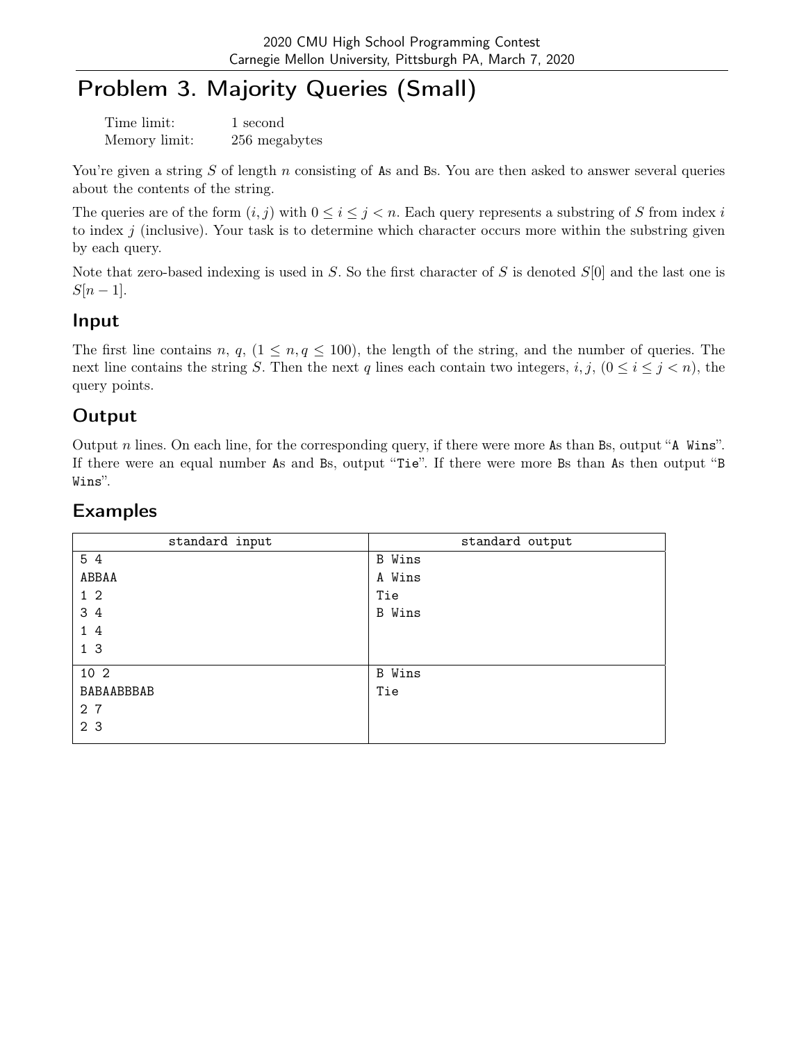# Problem 3. Majority Queries (Small)

| | |
|---|---|
| Time limit: | 1 second |
| Memory limit: | 256 megabytes |

You're given a string $S$ of length $n$ consisting of As and Bs. You are then asked to answer several queries about the contents of the string.

The queries are of the form $(i, j)$ with $0 \le i \le j < n$. Each query represents a substring of $S$ from index $i$ to index $j$ (inclusive). Your task is to determine which character occurs more within the substring given by each query.

Note that zero-based indexing is used in $S$. So the first character of $S$ is denoted $S[0]$ and the last one is $S[n-1]$.

## Input

The first line contains $n$, $q$, $(1 \le n, q \le 100)$, the length of the string, and the number of queries. The next line contains the string $S$. Then the next $q$ lines each contain two integers, $i, j$, $(0 \le i \le j < n)$, the query points.

## Output

Output $n$ lines. On each line, for the corresponding query, if there were more As than Bs, output "A Wins". If there were an equal number As and Bs, output "Tie". If there were more Bs than As then output "B Wins".

## Examples

| standard input | standard output |
|---|---|
| 5 4<br>ABBAA<br>1 2<br>3 4<br>1 4<br>1 3 | B Wins<br>A Wins<br>Tie<br>B Wins |
| 10 2<br>BABAABBBAB<br>2 7<br>2 3 | B Wins<br>Tie |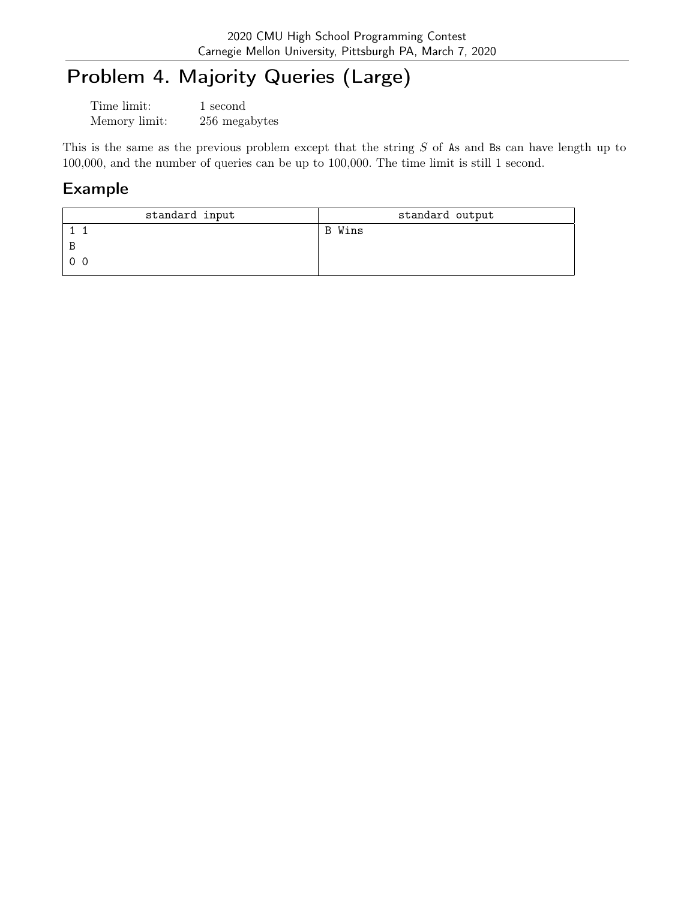# Problem 4. Majority Queries (Large)

Time limit: 1 second
Memory limit: 256 megabytes

This is the same as the previous problem except that the string $S$ of As and Bs can have length up to 100,000, and the number of queries can be up to 100,000. The time limit is still 1 second.

## Example

| standard input | standard output |
|---|---|
| 1 1<br>B<br>0 0 | B Wins |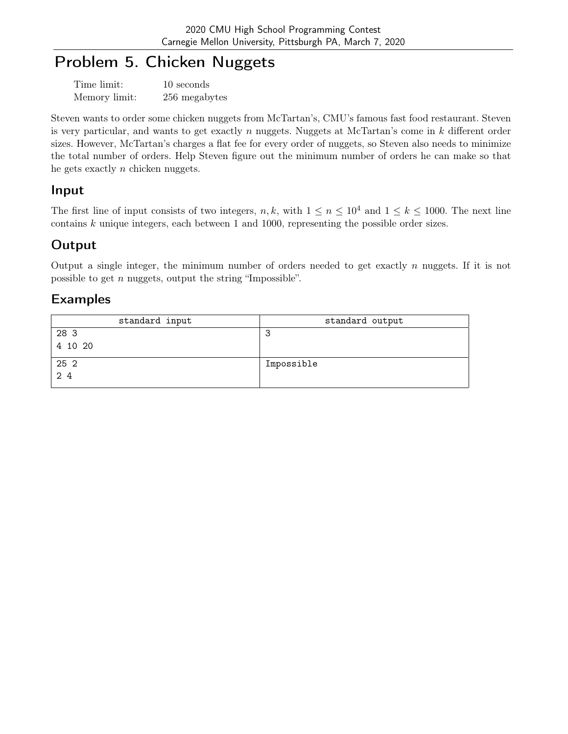# Problem 5. Chicken Nuggets

Time limit: 10 seconds
Memory limit: 256 megabytes

Steven wants to order some chicken nuggets from McTartan's, CMU's famous fast food restaurant. Steven is very particular, and wants to get exactly $n$ nuggets. Nuggets at McTartan's come in $k$ different order sizes. However, McTartan's charges a flat fee for every order of nuggets, so Steven also needs to minimize the total number of orders. Help Steven figure out the minimum number of orders he can make so that he gets exactly $n$ chicken nuggets.

## Input

The first line of input consists of two integers, $n, k$, with $1 \leq n \leq 10^4$ and $1 \leq k \leq 1000$. The next line contains $k$ unique integers, each between 1 and 1000, representing the possible order sizes.

## Output

Output a single integer, the minimum number of orders needed to get exactly $n$ nuggets. If it is not possible to get $n$ nuggets, output the string "Impossible".

## Examples

| standard input | standard output |
| --- | --- |
| 28 3<br>4 10 20 | 3 |
| 25 2<br>2 4 | Impossible |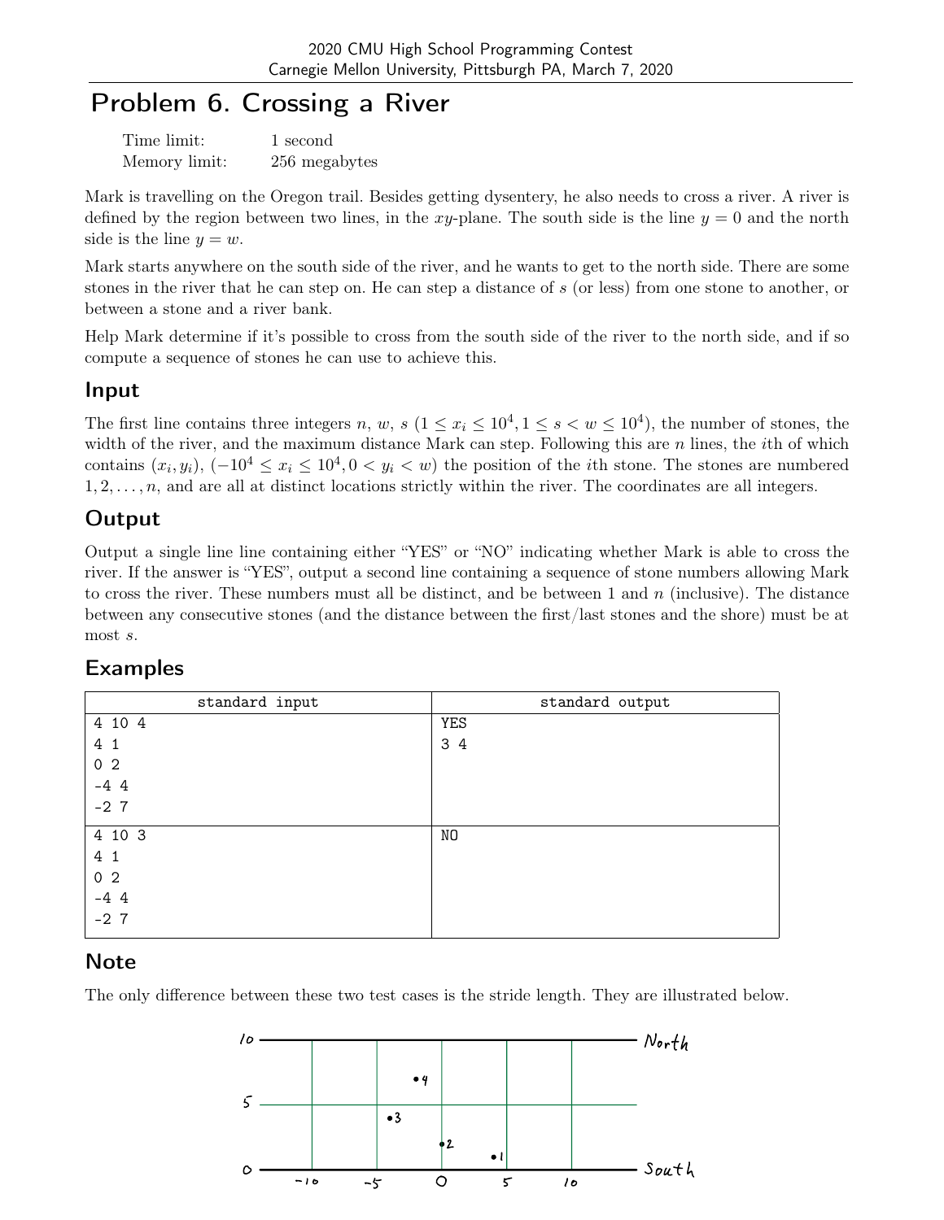# Problem 6. Crossing a River

| | |
|---|---|
| Time limit: | 1 second |
| Memory limit: | 256 megabytes |

Mark is travelling on the Oregon trail. Besides getting dysentery, he also needs to cross a river. A river is defined by the region between two lines, in the $xy$-plane. The south side is the line $y = 0$ and the north side is the line $y = w$.

Mark starts anywhere on the south side of the river, and he wants to get to the north side. There are some stones in the river that he can step on. He can step a distance of $s$ (or less) from one stone to another, or between a stone and a river bank.

Help Mark determine if it's possible to cross from the south side of the river to the north side, and if so compute a sequence of stones he can use to achieve this.

## Input

The first line contains three integers $n$, $w$, $s$ ($1 \le x_i \le 10^4, 1 \le s < w \le 10^4$), the number of stones, the width of the river, and the maximum distance Mark can step. Following this are $n$ lines, the $i$th of which contains $(x_i, y_i)$, $(-10^4 \le x_i \le 10^4, 0 < y_i < w)$ the position of the $i$th stone. The stones are numbered $1, 2, \ldots, n$, and are all at distinct locations strictly within the river. The coordinates are all integers.

## Output

Output a single line line containing either "YES" or "NO" indicating whether Mark is able to cross the river. If the answer is "YES", output a second line containing a sequence of stone numbers allowing Mark to cross the river. These numbers must all be distinct, and be between 1 and $n$ (inclusive). The distance between any consecutive stones (and the distance between the first/last stones and the shore) must be at most $s$.

## Examples

| standard input | standard output |
|---|---|
| 4 10 4<br>4 1<br>0 2<br>-4 4<br>-2 7 | YES<br>3 4 |
| 4 10 3<br>4 1<br>0 2<br>-4 4<br>-2 7 | NO |

## Note

The only difference between these two test cases is the stride length. They are illustrated below.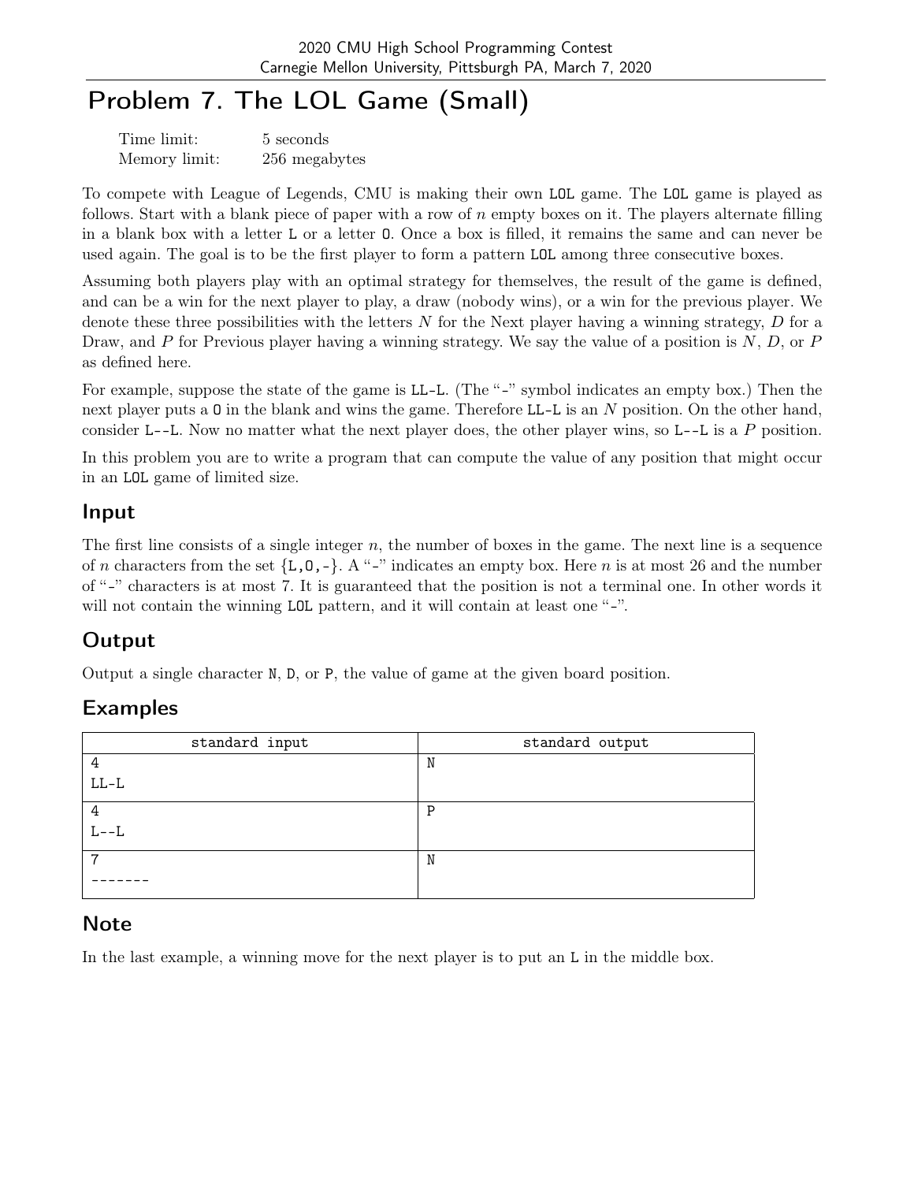# Problem 7. The LOL Game (Small)

| | |
|---|---|
| Time limit: | 5 seconds |
| Memory limit: | 256 megabytes |

To compete with League of Legends, CMU is making their own `LOL` game. The `LOL` game is played as follows. Start with a blank piece of paper with a row of $n$ empty boxes on it. The players alternate filling in a blank box with a letter `L` or a letter `O`. Once a box is filled, it remains the same and can never be used again. The goal is to be the first player to form a pattern `LOL` among three consecutive boxes.

Assuming both players play with an optimal strategy for themselves, the result of the game is defined, and can be a win for the next player to play, a draw (nobody wins), or a win for the previous player. We denote these three possibilities with the letters $N$ for the Next player having a winning strategy, $D$ for a Draw, and $P$ for Previous player having a winning strategy. We say the value of a position is $N$, $D$, or $P$ as defined here.

For example, suppose the state of the game is `LL-L`. (The "`-`" symbol indicates an empty box.) Then the next player puts a `O` in the blank and wins the game. Therefore `LL-L` is an $N$ position. On the other hand, consider `L--L`. Now no matter what the next player does, the other player wins, so `L--L` is a $P$ position.

In this problem you are to write a program that can compute the value of any position that might occur in an `LOL` game of limited size.

## Input

The first line consists of a single integer $n$, the number of boxes in the game. The next line is a sequence of $n$ characters from the set {`L`,`O`,`-`}. A "`-`" indicates an empty box. Here $n$ is at most 26 and the number of "`-`" characters is at most 7. It is guaranteed that the position is not a terminal one. In other words it will not contain the winning `LOL` pattern, and it will contain at least one "`-`".

## Output

Output a single character `N`, `D`, or `P`, the value of game at the given board position.

## Examples

| standard input | standard output |
|---|---|
| 4<br>LL-L | N |
| 4<br>L--L | P |
| 7<br>------- | N |

## Note

In the last example, a winning move for the next player is to put an `L` in the middle box.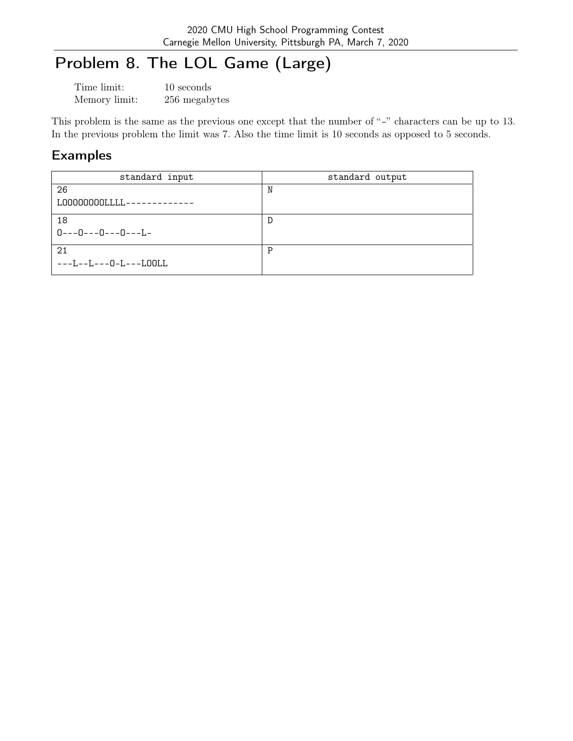# Problem 8. The LOL Game (Large)

Time limit: 10 seconds
Memory limit: 256 megabytes

This problem is the same as the previous one except that the number of "-" characters can be up to 13. In the previous problem the limit was 7. Also the time limit is 10 seconds as opposed to 5 seconds.

## Examples

| standard input | standard output |
|---|---|
| 26<br>LOOOOOOOOLLLL------------- | N |
| 18<br>O---O---O---O---L- | D |
| 21<br>---L--L---O-L---LOOLL | P |